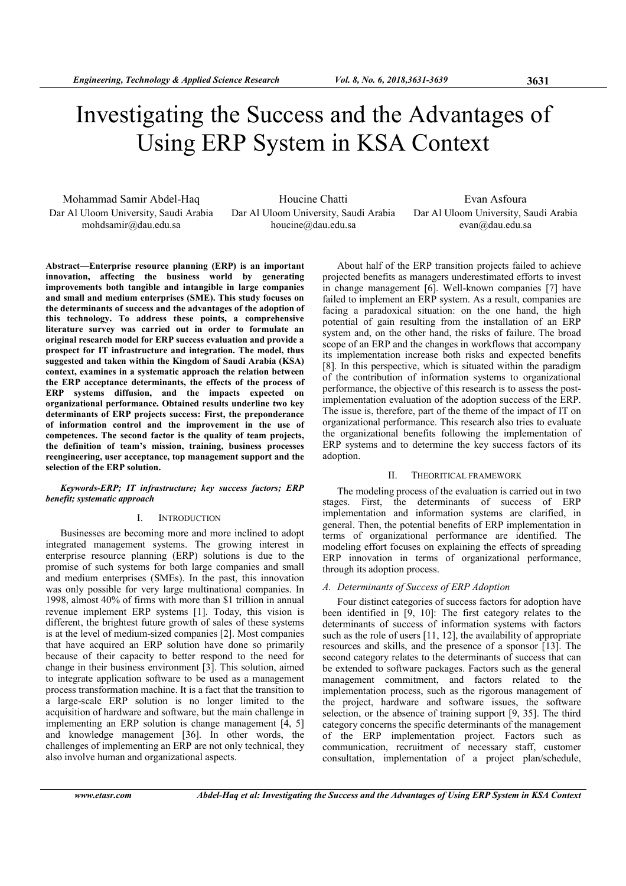# Investigating the Success and the Advantages of Using ERP System in KSA Context

Mohammad Samir Abdel-Haq
Dar Al Uloom University, Saudi Arabia
mohdsamir@dau.edu.sa

Houcine Chatti
Dar Al Uloom University, Saudi Arabia
houcine@dau.edu.sa

Evan Asfoura
Dar Al Uloom University, Saudi Arabia
evan@dau.edu.sa

**Abstract—Enterprise resource planning (ERP) is an important innovation, affecting the business world by generating improvements both tangible and intangible in large companies and small and medium enterprises (SME). This study focuses on the determinants of success and the advantages of the adoption of this technology. To address these points, a comprehensive literature survey was carried out in order to formulate an original research model for ERP success evaluation and provide a prospect for IT infrastructure and integration. The model, thus suggested and taken within the Kingdom of Saudi Arabia (KSA) context, examines in a systematic approach the relation between the ERP acceptance determinants, the effects of the process of ERP systems diffusion, and the impacts expected on organizational performance. Obtained results underline two key determinants of ERP projects success: First, the preponderance of information control and the improvement in the use of competences. The second factor is the quality of team projects, the definition of team's mission, training, business processes reengineering, user acceptance, top management support and the selection of the ERP solution.**

***Keywords-ERP; IT infrastructure; key success factors; ERP benefit; systematic approach***

## I. Introduction

Businesses are becoming more and more inclined to adopt integrated management systems. The growing interest in enterprise resource planning (ERP) solutions is due to the promise of such systems for both large companies and small and medium enterprises (SMEs). In the past, this innovation was only possible for very large multinational companies. In 1998, almost 40% of firms with more than $1 trillion in annual revenue implement ERP systems [1]. Today, this vision is different, the brightest future growth of sales of these systems is at the level of medium-sized companies [2]. Most companies that have acquired an ERP solution have done so primarily because of their capacity to better respond to the need for change in their business environment [3]. This solution, aimed to integrate application software to be used as a management process transformation machine. It is a fact that the transition to a large-scale ERP solution is no longer limited to the acquisition of hardware and software, but the main challenge in implementing an ERP solution is change management [4, 5] and knowledge management [36]. In other words, the challenges of implementing an ERP are not only technical, they also involve human and organizational aspects.

About half of the ERP transition projects failed to achieve projected benefits as managers underestimated efforts to invest in change management [6]. Well-known companies [7] have failed to implement an ERP system. As a result, companies are facing a paradoxical situation: on the one hand, the high potential of gain resulting from the installation of an ERP system and, on the other hand, the risks of failure. The broad scope of an ERP and the changes in workflows that accompany its implementation increase both risks and expected benefits [8]. In this perspective, which is situated within the paradigm of the contribution of information systems to organizational performance, the objective of this research is to assess the post-implementation evaluation of the adoption success of the ERP. The issue is, therefore, part of the theme of the impact of IT on organizational performance. This research also tries to evaluate the organizational benefits following the implementation of ERP systems and to determine the key success factors of its adoption.

## II. Theoritical Framework

The modeling process of the evaluation is carried out in two stages. First, the determinants of success of ERP implementation and information systems are clarified, in general. Then, the potential benefits of ERP implementation in terms of organizational performance are identified. The modeling effort focuses on explaining the effects of spreading ERP innovation in terms of organizational performance, through its adoption process.

### A. Determinants of Success of ERP Adoption

Four distinct categories of success factors for adoption have been identified in [9, 10]: The first category relates to the determinants of success of information systems with factors such as the role of users [11, 12], the availability of appropriate resources and skills, and the presence of a sponsor [13]. The second category relates to the determinants of success that can be extended to software packages. Factors such as the general management commitment, and factors related to the implementation process, such as the rigorous management of the project, hardware and software issues, the software selection, or the absence of training support [9, 35]. The third category concerns the specific determinants of the management of the ERP implementation project. Factors such as communication, recruitment of necessary staff, customer consultation, implementation of a project plan/schedule,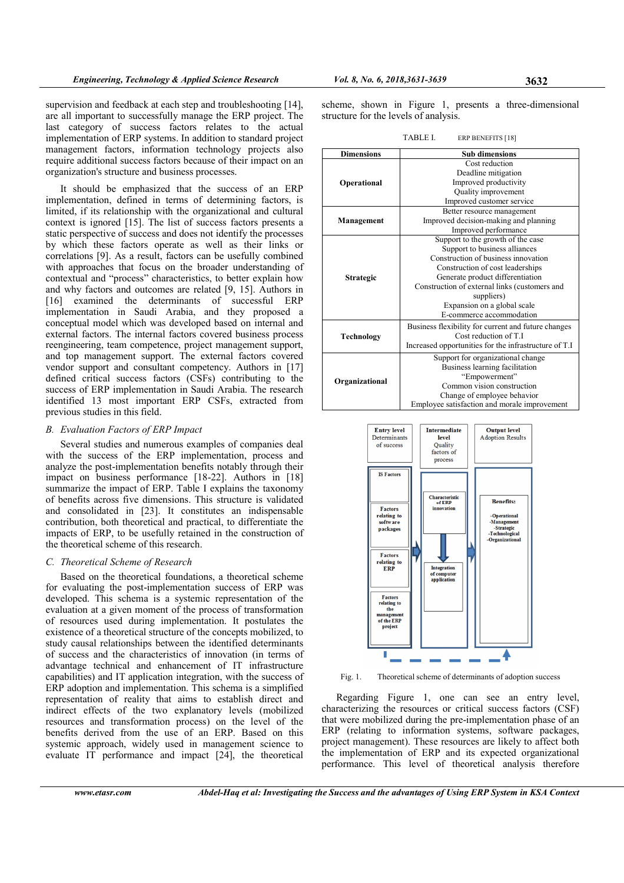supervision and feedback at each step and troubleshooting [14], are all important to successfully manage the ERP project. The last category of success factors relates to the actual implementation of ERP systems. In addition to standard project management factors, information technology projects also require additional success factors because of their impact on an organization's structure and business processes.

It should be emphasized that the success of an ERP implementation, defined in terms of determining factors, is limited, if its relationship with the organizational and cultural context is ignored [15]. The list of success factors presents a static perspective of success and does not identify the processes by which these factors operate as well as their links or correlations [9]. As a result, factors can be usefully combined with approaches that focus on the broader understanding of contextual and "process" characteristics, to better explain how and why factors and outcomes are related [9, 15]. Authors in [16] examined the determinants of successful ERP implementation in Saudi Arabia, and they proposed a conceptual model which was developed based on internal and external factors. The internal factors covered business process reengineering, team competence, project management support, and top management support. The external factors covered vendor support and consultant competency. Authors in [17] defined critical success factors (CSFs) contributing to the success of ERP implementation in Saudi Arabia. The research identified 13 most important ERP CSFs, extracted from previous studies in this field.

## B. Evaluation Factors of ERP Impact

Several studies and numerous examples of companies deal with the success of the ERP implementation, process and analyze the post-implementation benefits notably through their impact on business performance [18-22]. Authors in [18] summarize the impact of ERP. Table I explains the taxonomy of benefits across five dimensions. This structure is validated and consolidated in [23]. It constitutes an indispensable contribution, both theoretical and practical, to differentiate the impacts of ERP, to be usefully retained in the construction of the theoretical scheme of this research.

## C. Theoretical Scheme of Research

Based on the theoretical foundations, a theoretical scheme for evaluating the post-implementation success of ERP was developed. This schema is a systemic representation of the evaluation at a given moment of the process of transformation of resources used during implementation. It postulates the existence of a theoretical structure of the concepts mobilized, to study causal relationships between the identified determinants of success and the characteristics of innovation (in terms of advantage technical and enhancement of IT infrastructure capabilities) and IT application integration, with the success of ERP adoption and implementation. This schema is a simplified representation of reality that aims to establish direct and indirect effects of the two explanatory levels (mobilized resources and transformation process) on the level of the benefits derived from the use of an ERP. Based on this systemic approach, widely used in management science to evaluate IT performance and impact [24], the theoretical scheme, shown in Figure 1, presents a three-dimensional structure for the levels of analysis.

TABLE I. ERP BENEFITS [18]

| Dimensions | Sub dimensions |
|---|---|
| Operational | Cost reduction<br>Deadline mitigation<br>Improved productivity<br>Quality improvement<br>Improved customer service |
| Management | Better resource management<br>Improved decision-making and planning<br>Improved performance |
| Strategic | Support to the growth of the case<br>Support to business alliances<br>Construction of business innovation<br>Construction of cost leaderships<br>Generate product differentiation<br>Construction of external links (customers and suppliers)<br>Expansion on a global scale<br>E-commerce accommodation |
| Technology | Business flexibility for current and future changes<br>Cost reduction of T.I<br>Increased opportunities for the infrastructure of T.I |
| Organizational | Support for organizational change<br>Business learning facilitation<br>"Empowerment"<br>Common vision construction<br>Change of employee behavior<br>Employee satisfaction and morale improvement |

Entry level Determinants of success
Intermediate level Quality factors of process
Output level Adoption Results
IS Factors
Factors relating to software packages
Factors relating to ERP
Factors relating to the management of the ERP project
Characteristic of ERP innovation
Integration of computer application
Benefits:
-Operational
-Management
-Strategic
-Technological
-Organizational

Fig. 1. Theoretical scheme of determinants of adoption success

Regarding Figure 1, one can see an entry level, characterizing the resources or critical success factors (CSF) that were mobilized during the pre-implementation phase of an ERP (relating to information systems, software packages, project management). These resources are likely to affect both the implementation of ERP and its expected organizational performance. This level of theoretical analysis therefore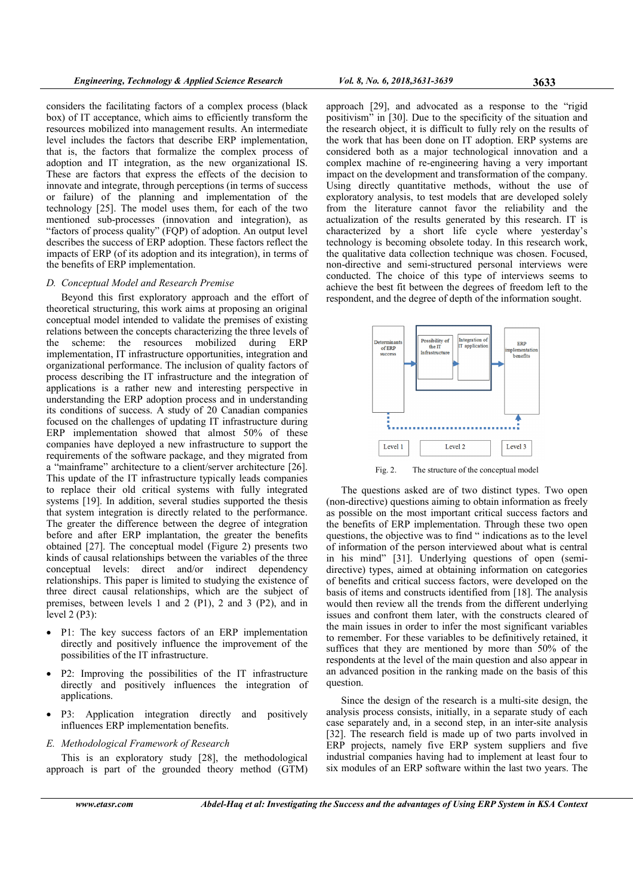considers the facilitating factors of a complex process (black box) of IT acceptance, which aims to efficiently transform the resources mobilized into management results. An intermediate level includes the factors that describe ERP implementation, that is, the factors that formalize the complex process of adoption and IT integration, as the new organizational IS. These are factors that express the effects of the decision to innovate and integrate, through perceptions (in terms of success or failure) of the planning and implementation of the technology [25]. The model uses them, for each of the two mentioned sub-processes (innovation and integration), as "factors of process quality" (FQP) of adoption. An output level describes the success of ERP adoption. These factors reflect the impacts of ERP (of its adoption and its integration), in terms of the benefits of ERP implementation.

### D. Conceptual Model and Research Premise

Beyond this first exploratory approach and the effort of theoretical structuring, this work aims at proposing an original conceptual model intended to validate the premises of existing relations between the concepts characterizing the three levels of the scheme: the resources mobilized during ERP implementation, IT infrastructure opportunities, integration and organizational performance. The inclusion of quality factors of process describing the IT infrastructure and the integration of applications is a rather new and interesting perspective in understanding the ERP adoption process and in understanding its conditions of success. A study of 20 Canadian companies focused on the challenges of updating IT infrastructure during ERP implementation showed that almost 50% of these companies have deployed a new infrastructure to support the requirements of the software package, and they migrated from a "mainframe" architecture to a client/server architecture [26]. This update of the IT infrastructure typically leads companies to replace their old critical systems with fully integrated systems [19]. In addition, several studies supported the thesis that system integration is directly related to the performance. The greater the difference between the degree of integration before and after ERP implantation, the greater the benefits obtained [27]. The conceptual model (Figure 2) presents two kinds of causal relationships between the variables of the three conceptual levels: direct and/or indirect dependency relationships. This paper is limited to studying the existence of three direct causal relationships, which are the subject of premises, between levels 1 and 2 (P1), 2 and 3 (P2), and in level 2 (P3):

- P1: The key success factors of an ERP implementation directly and positively influence the improvement of the possibilities of the IT infrastructure.
- P2: Improving the possibilities of the IT infrastructure directly and positively influences the integration of applications.
- P3: Application integration directly and positively influences ERP implementation benefits.

### E. Methodological Framework of Research

This is an exploratory study [28], the methodological approach is part of the grounded theory method (GTM) approach [29], and advocated as a response to the "rigid positivism" in [30]. Due to the specificity of the situation and the research object, it is difficult to fully rely on the results of the work that has been done on IT adoption. ERP systems are considered both as a major technological innovation and a complex machine of re-engineering having a very important impact on the development and transformation of the company. Using directly quantitative methods, without the use of exploratory analysis, to test models that are developed solely from the literature cannot favor the reliability and the actualization of the results generated by this research. IT is characterized by a short life cycle where yesterday's technology is becoming obsolete today. In this research work, the qualitative data collection technique was chosen. Focused, non-directive and semi-structured personal interviews were conducted. The choice of this type of interviews seems to achieve the best fit between the degrees of freedom left to the respondent, and the degree of depth of the information sought.

Determinants of ERP success

Possibility of the IT Infrastructure

Integration of IT application

ERP implementation benefits

Level 1

Level 2

Level 3

Fig. 2. The structure of the conceptual model

The questions asked are of two distinct types. Two open (non-directive) questions aiming to obtain information as freely as possible on the most important critical success factors and the benefits of ERP implementation. Through these two open questions, the objective was to find " indications as to the level of information of the person interviewed about what is central in his mind" [31]. Underlying questions of open (semi-directive) types, aimed at obtaining information on categories of benefits and critical success factors, were developed on the basis of items and constructs identified from [18]. The analysis would then review all the trends from the different underlying issues and confront them later, with the constructs cleared of the main issues in order to infer the most significant variables to remember. For these variables to be definitively retained, it suffices that they are mentioned by more than 50% of the respondents at the level of the main question and also appear in an advanced position in the ranking made on the basis of this question.

Since the design of the research is a multi-site design, the analysis process consists, initially, in a separate study of each case separately and, in a second step, in an inter-site analysis [32]. The research field is made up of two parts involved in ERP projects, namely five ERP system suppliers and five industrial companies having had to implement at least four to six modules of an ERP software within the last two years. The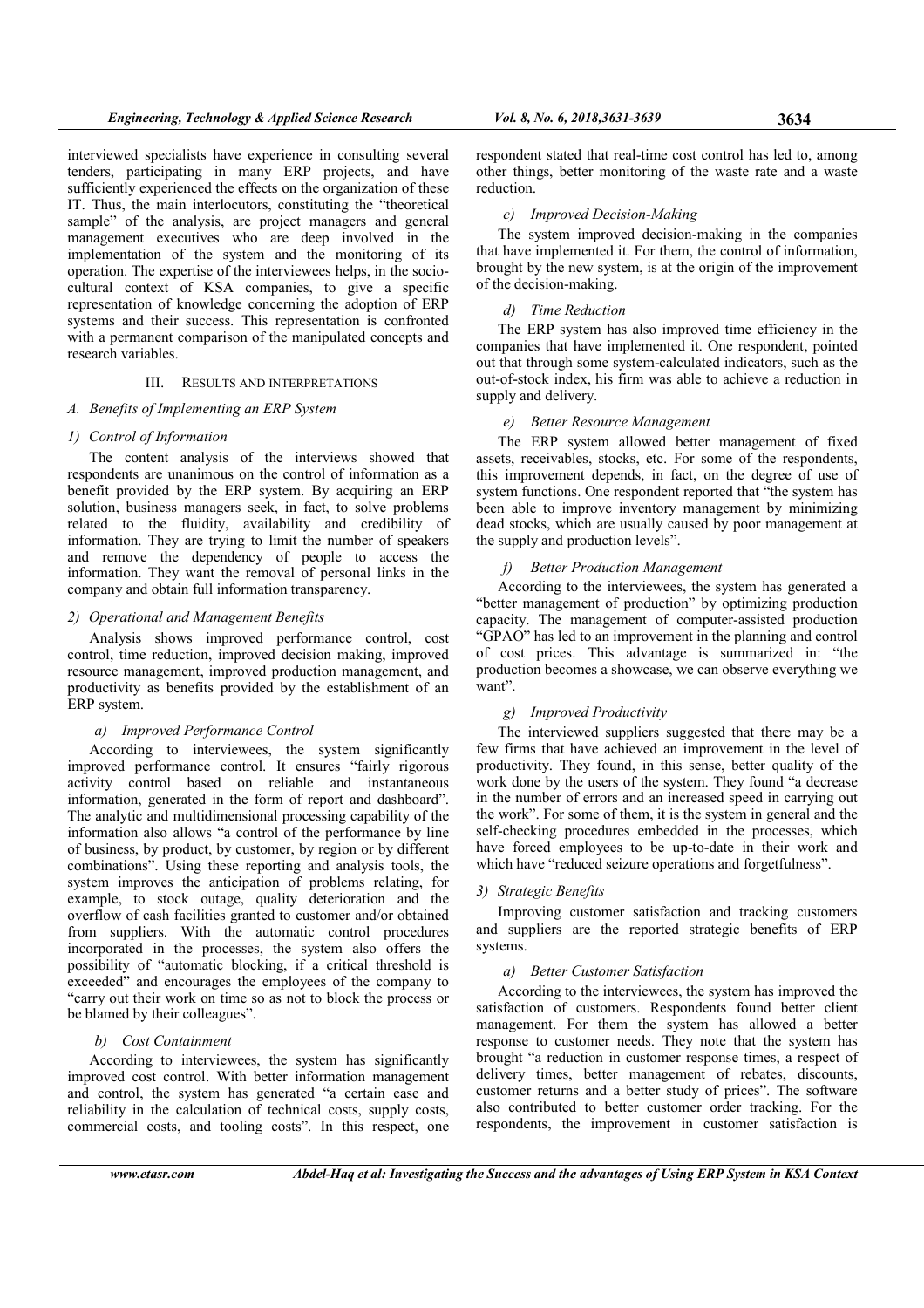interviewed specialists have experience in consulting several tenders, participating in many ERP projects, and have sufficiently experienced the effects on the organization of these IT. Thus, the main interlocutors, constituting the "theoretical sample" of the analysis, are project managers and general management executives who are deep involved in the implementation of the system and the monitoring of its operation. The expertise of the interviewees helps, in the socio-cultural context of KSA companies, to give a specific representation of knowledge concerning the adoption of ERP systems and their success. This representation is confronted with a permanent comparison of the manipulated concepts and research variables.

## III. Results and Interpretations

### A. Benefits of Implementing an ERP System

#### 1) Control of Information

The content analysis of the interviews showed that respondents are unanimous on the control of information as a benefit provided by the ERP system. By acquiring an ERP solution, business managers seek, in fact, to solve problems related to the fluidity, availability and credibility of information. They are trying to limit the number of speakers and remove the dependency of people to access the information. They want the removal of personal links in the company and obtain full information transparency.

#### 2) Operational and Management Benefits

Analysis shows improved performance control, cost control, time reduction, improved decision making, improved resource management, improved production management, and productivity as benefits provided by the establishment of an ERP system.

##### a) Improved Performance Control

According to interviewees, the system significantly improved performance control. It ensures "fairly rigorous activity control based on reliable and instantaneous information, generated in the form of report and dashboard". The analytic and multidimensional processing capability of the information also allows "a control of the performance by line of business, by product, by customer, by region or by different combinations". Using these reporting and analysis tools, the system improves the anticipation of problems relating, for example, to stock outage, quality deterioration and the overflow of cash facilities granted to customer and/or obtained from suppliers. With the automatic control procedures incorporated in the processes, the system also offers the possibility of "automatic blocking, if a critical threshold is exceeded" and encourages the employees of the company to "carry out their work on time so as not to block the process or be blamed by their colleagues".

##### b) Cost Containment

According to interviewees, the system has significantly improved cost control. With better information management and control, the system has generated "a certain ease and reliability in the calculation of technical costs, supply costs, commercial costs, and tooling costs". In this respect, one respondent stated that real-time cost control has led to, among other things, better monitoring of the waste rate and a waste reduction.

##### c) Improved Decision-Making

The system improved decision-making in the companies that have implemented it. For them, the control of information, brought by the new system, is at the origin of the improvement of the decision-making.

##### d) Time Reduction

The ERP system has also improved time efficiency in the companies that have implemented it. One respondent, pointed out that through some system-calculated indicators, such as the out-of-stock index, his firm was able to achieve a reduction in supply and delivery.

##### e) Better Resource Management

The ERP system allowed better management of fixed assets, receivables, stocks, etc. For some of the respondents, this improvement depends, in fact, on the degree of use of system functions. One respondent reported that "the system has been able to improve inventory management by minimizing dead stocks, which are usually caused by poor management at the supply and production levels".

##### f) Better Production Management

According to the interviewees, the system has generated a "better management of production" by optimizing production capacity. The management of computer-assisted production "GPAO" has led to an improvement in the planning and control of cost prices. This advantage is summarized in: "the production becomes a showcase, we can observe everything we want".

##### g) Improved Productivity

The interviewed suppliers suggested that there may be a few firms that have achieved an improvement in the level of productivity. They found, in this sense, better quality of the work done by the users of the system. They found "a decrease in the number of errors and an increased speed in carrying out the work". For some of them, it is the system in general and the self-checking procedures embedded in the processes, which have forced employees to be up-to-date in their work and which have "reduced seizure operations and forgetfulness".

#### 3) Strategic Benefits

Improving customer satisfaction and tracking customers and suppliers are the reported strategic benefits of ERP systems.

##### a) Better Customer Satisfaction

According to the interviewees, the system has improved the satisfaction of customers. Respondents found better client management. For them the system has allowed a better response to customer needs. They note that the system has brought "a reduction in customer response times, a respect of delivery times, better management of rebates, discounts, customer returns and a better study of prices". The software also contributed to better customer order tracking. For the respondents, the improvement in customer satisfaction is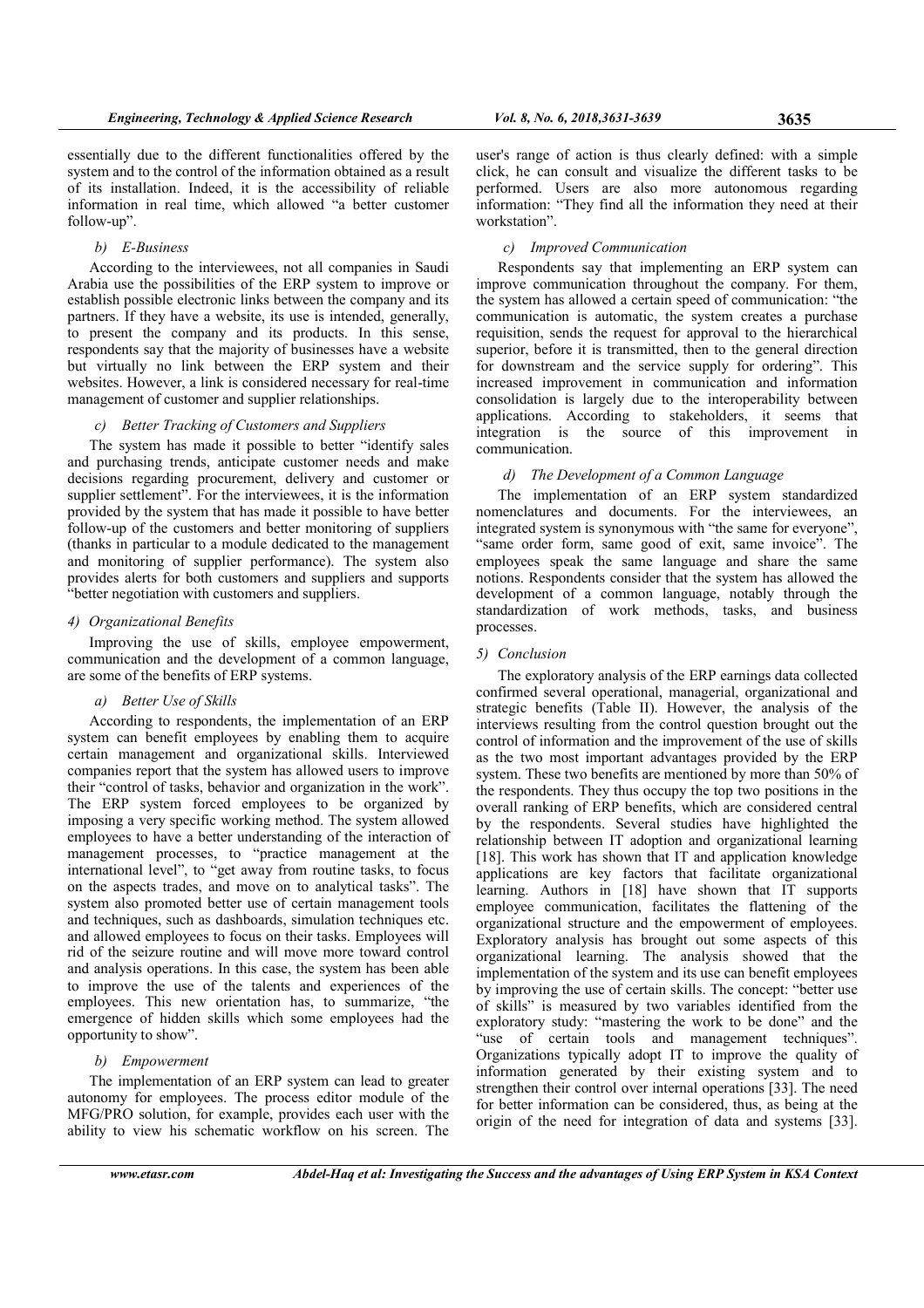essentially due to the different functionalities offered by the system and to the control of the information obtained as a result of its installation. Indeed, it is the accessibility of reliable information in real time, which allowed "a better customer follow-up".

#### b) E-Business

According to the interviewees, not all companies in Saudi Arabia use the possibilities of the ERP system to improve or establish possible electronic links between the company and its partners. If they have a website, its use is intended, generally, to present the company and its products. In this sense, respondents say that the majority of businesses have a website but virtually no link between the ERP system and their websites. However, a link is considered necessary for real-time management of customer and supplier relationships.

#### c) Better Tracking of Customers and Suppliers

The system has made it possible to better "identify sales and purchasing trends, anticipate customer needs and make decisions regarding procurement, delivery and customer or supplier settlement". For the interviewees, it is the information provided by the system that has made it possible to have better follow-up of the customers and better monitoring of suppliers (thanks in particular to a module dedicated to the management and monitoring of supplier performance). The system also provides alerts for both customers and suppliers and supports "better negotiation with customers and suppliers.

### 4) Organizational Benefits

Improving the use of skills, employee empowerment, communication and the development of a common language, are some of the benefits of ERP systems.

#### a) Better Use of Skills

According to respondents, the implementation of an ERP system can benefit employees by enabling them to acquire certain management and organizational skills. Interviewed companies report that the system has allowed users to improve their "control of tasks, behavior and organization in the work". The ERP system forced employees to be organized by imposing a very specific working method. The system allowed employees to have a better understanding of the interaction of management processes, to "practice management at the international level", to "get away from routine tasks, to focus on the aspects trades, and move on to analytical tasks". The system also promoted better use of certain management tools and techniques, such as dashboards, simulation techniques etc. and allowed employees to focus on their tasks. Employees will rid of the seizure routine and will move more toward control and analysis operations. In this case, the system has been able to improve the use of the talents and experiences of the employees. This new orientation has, to summarize, "the emergence of hidden skills which some employees had the opportunity to show".

#### b) Empowerment

The implementation of an ERP system can lead to greater autonomy for employees. The process editor module of the MFG/PRO solution, for example, provides each user with the ability to view his schematic workflow on his screen. The user's range of action is thus clearly defined: with a simple click, he can consult and visualize the different tasks to be performed. Users are also more autonomous regarding information: "They find all the information they need at their workstation".

#### c) Improved Communication

Respondents say that implementing an ERP system can improve communication throughout the company. For them, the system has allowed a certain speed of communication: "the communication is automatic, the system creates a purchase requisition, sends the request for approval to the hierarchical superior, before it is transmitted, then to the general direction for downstream and the service supply for ordering". This increased improvement in communication and information consolidation is largely due to the interoperability between applications. According to stakeholders, it seems that integration is the source of this improvement in communication.

#### d) The Development of a Common Language

The implementation of an ERP system standardized nomenclatures and documents. For the interviewees, an integrated system is synonymous with "the same for everyone", "same order form, same good of exit, same invoice". The employees speak the same language and share the same notions. Respondents consider that the system has allowed the development of a common language, notably through the standardization of work methods, tasks, and business processes.

### 5) Conclusion

The exploratory analysis of the ERP earnings data collected confirmed several operational, managerial, organizational and strategic benefits (Table II). However, the analysis of the interviews resulting from the control question brought out the control of information and the improvement of the use of skills as the two most important advantages provided by the ERP system. These two benefits are mentioned by more than 50% of the respondents. They thus occupy the top two positions in the overall ranking of ERP benefits, which are considered central by the respondents. Several studies have highlighted the relationship between IT adoption and organizational learning [18]. This work has shown that IT and application knowledge applications are key factors that facilitate organizational learning. Authors in [18] have shown that IT supports employee communication, facilitates the flattening of the organizational structure and the empowerment of employees. Exploratory analysis has brought out some aspects of this organizational learning. The analysis showed that the implementation of the system and its use can benefit employees by improving the use of certain skills. The concept: "better use of skills" is measured by two variables identified from the exploratory study: "mastering the work to be done" and the "use of certain tools and management techniques". Organizations typically adopt IT to improve the quality of information generated by their existing system and to strengthen their control over internal operations [33]. The need for better information can be considered, thus, as being at the origin of the need for integration of data and systems [33].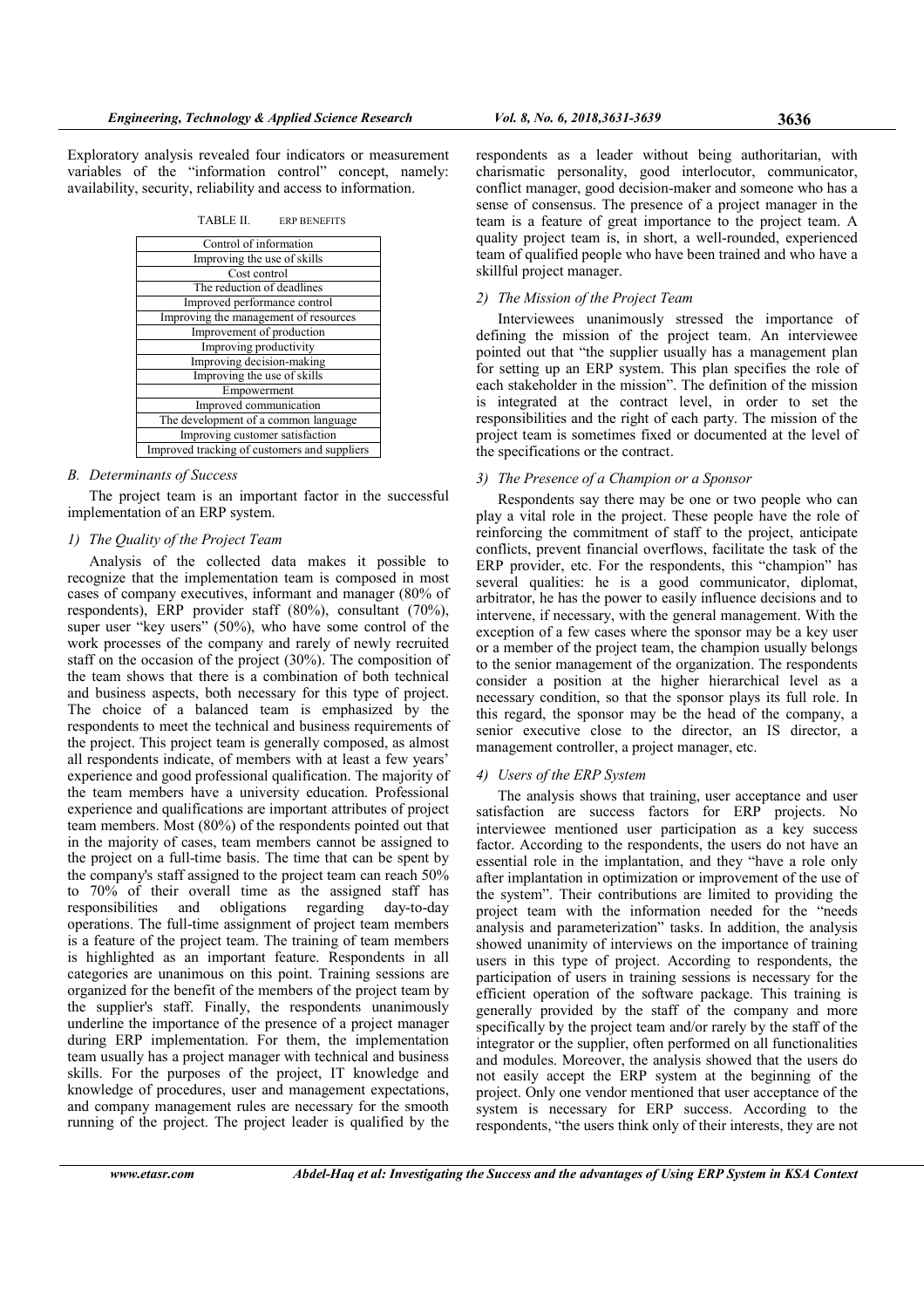Exploratory analysis revealed four indicators or measurement variables of the "information control" concept, namely: availability, security, reliability and access to information.

TABLE II. ERP BENEFITS

| |
|---|
| Control of information |
| Improving the use of skills |
| Cost control |
| The reduction of deadlines |
| Improved performance control |
| Improving the management of resources |
| Improvement of production |
| Improving productivity |
| Improving decision-making |
| Improving the use of skills |
| Empowerment |
| Improved communication |
| The development of a common language |
| Improving customer satisfaction |
| Improved tracking of customers and suppliers |

### *B. Determinants of Success*

The project team is an important factor in the successful implementation of an ERP system.

#### *1) The Quality of the Project Team*

Analysis of the collected data makes it possible to recognize that the implementation team is composed in most cases of company executives, informant and manager (80% of respondents), ERP provider staff (80%), consultant (70%), super user "key users" (50%), who have some control of the work processes of the company and rarely of newly recruited staff on the occasion of the project (30%). The composition of the team shows that there is a combination of both technical and business aspects, both necessary for this type of project. The choice of a balanced team is emphasized by the respondents to meet the technical and business requirements of the project. This project team is generally composed, as almost all respondents indicate, of members with at least a few years' experience and good professional qualification. The majority of the team members have a university education. Professional experience and qualifications are important attributes of project team members. Most (80%) of the respondents pointed out that in the majority of cases, team members cannot be assigned to the project on a full-time basis. The time that can be spent by the company's staff assigned to the project team can reach 50% to 70% of their overall time as the assigned staff has responsibilities and obligations regarding day-to-day operations. The full-time assignment of project team members is a feature of the project team. The training of team members is highlighted as an important feature. Respondents in all categories are unanimous on this point. Training sessions are organized for the benefit of the members of the project team by the supplier's staff. Finally, the respondents unanimously underline the importance of the presence of a project manager during ERP implementation. For them, the implementation team usually has a project manager with technical and business skills. For the purposes of the project, IT knowledge and knowledge of procedures, user and management expectations, and company management rules are necessary for the smooth running of the project. The project leader is qualified by the respondents as a leader without being authoritarian, with charismatic personality, good interlocutor, communicator, conflict manager, good decision-maker and someone who has a sense of consensus. The presence of a project manager in the team is a feature of great importance to the project team. A quality project team is, in short, a well-rounded, experienced team of qualified people who have been trained and who have a skillful project manager.

#### *2) The Mission of the Project Team*

Interviewees unanimously stressed the importance of defining the mission of the project team. An interviewee pointed out that "the supplier usually has a management plan for setting up an ERP system. This plan specifies the role of each stakeholder in the mission". The definition of the mission is integrated at the contract level, in order to set the responsibilities and the right of each party. The mission of the project team is sometimes fixed or documented at the level of the specifications or the contract.

#### *3) The Presence of a Champion or a Sponsor*

Respondents say there may be one or two people who can play a vital role in the project. These people have the role of reinforcing the commitment of staff to the project, anticipate conflicts, prevent financial overflows, facilitate the task of the ERP provider, etc. For the respondents, this "champion" has several qualities: he is a good communicator, diplomat, arbitrator, he has the power to easily influence decisions and to intervene, if necessary, with the general management. With the exception of a few cases where the sponsor may be a key user or a member of the project team, the champion usually belongs to the senior management of the organization. The respondents consider a position at the higher hierarchical level as a necessary condition, so that the sponsor plays its full role. In this regard, the sponsor may be the head of the company, a senior executive close to the director, an IS director, a management controller, a project manager, etc.

#### *4) Users of the ERP System*

The analysis shows that training, user acceptance and user satisfaction are success factors for ERP projects. No interviewee mentioned user participation as a key success factor. According to the respondents, the users do not have an essential role in the implantation, and they "have a role only after implantation in optimization or improvement of the use of the system". Their contributions are limited to providing the project team with the information needed for the "needs analysis and parameterization" tasks. In addition, the analysis showed unanimity of interviews on the importance of training users in this type of project. According to respondents, the participation of users in training sessions is necessary for the efficient operation of the software package. This training is generally provided by the staff of the company and more specifically by the project team and/or rarely by the staff of the integrator or the supplier, often performed on all functionalities and modules. Moreover, the analysis showed that the users do not easily accept the ERP system at the beginning of the project. Only one vendor mentioned that user acceptance of the system is necessary for ERP success. According to the respondents, "the users think only of their interests, they are not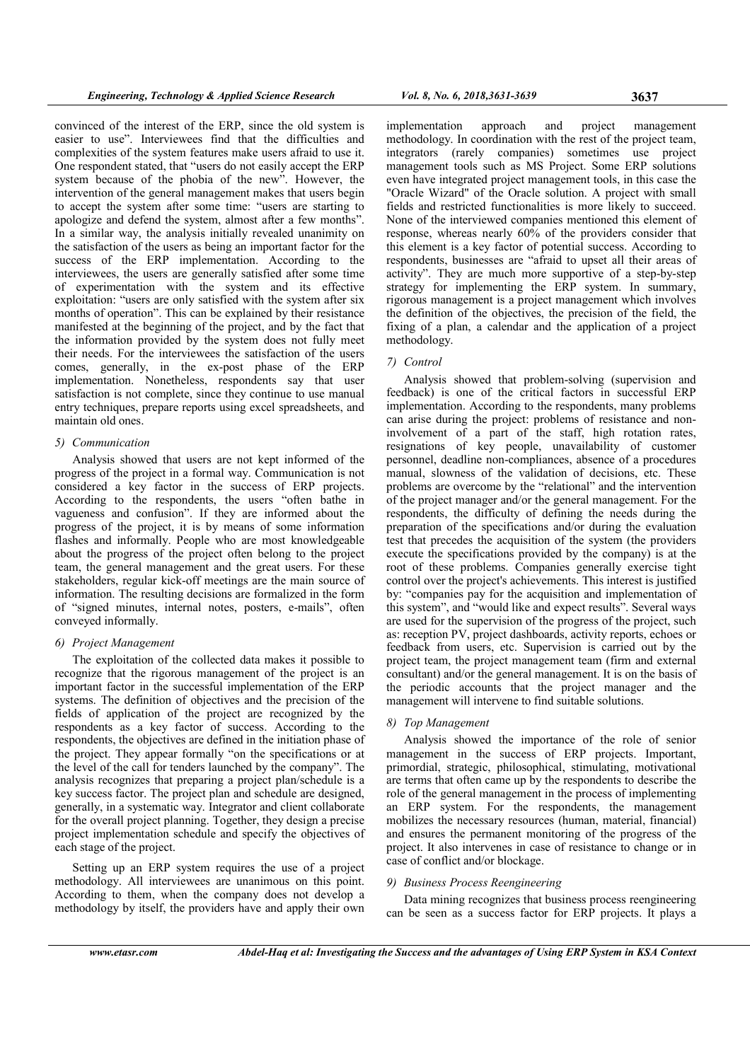convinced of the interest of the ERP, since the old system is easier to use". Interviewees find that the difficulties and complexities of the system features make users afraid to use it. One respondent stated, that "users do not easily accept the ERP system because of the phobia of the new". However, the intervention of the general management makes that users begin to accept the system after some time: "users are starting to apologize and defend the system, almost after a few months". In a similar way, the analysis initially revealed unanimity on the satisfaction of the users as being an important factor for the success of the ERP implementation. According to the interviewees, the users are generally satisfied after some time of experimentation with the system and its effective exploitation: "users are only satisfied with the system after six months of operation". This can be explained by their resistance manifested at the beginning of the project, and by the fact that the information provided by the system does not fully meet their needs. For the interviewees the satisfaction of the users comes, generally, in the ex-post phase of the ERP implementation. Nonetheless, respondents say that user satisfaction is not complete, since they continue to use manual entry techniques, prepare reports using excel spreadsheets, and maintain old ones.

#### 5) Communication

Analysis showed that users are not kept informed of the progress of the project in a formal way. Communication is not considered a key factor in the success of ERP projects. According to the respondents, the users "often bathe in vagueness and confusion". If they are informed about the progress of the project, it is by means of some information flashes and informally. People who are most knowledgeable about the progress of the project often belong to the project team, the general management and the great users. For these stakeholders, regular kick-off meetings are the main source of information. The resulting decisions are formalized in the form of "signed minutes, internal notes, posters, e-mails", often conveyed informally.

#### 6) Project Management

The exploitation of the collected data makes it possible to recognize that the rigorous management of the project is an important factor in the successful implementation of the ERP systems. The definition of objectives and the precision of the fields of application of the project are recognized by the respondents as a key factor of success. According to the respondents, the objectives are defined in the initiation phase of the project. They appear formally "on the specifications or at the level of the call for tenders launched by the company". The analysis recognizes that preparing a project plan/schedule is a key success factor. The project plan and schedule are designed, generally, in a systematic way. Integrator and client collaborate for the overall project planning. Together, they design a precise project implementation schedule and specify the objectives of each stage of the project.

Setting up an ERP system requires the use of a project methodology. All interviewees are unanimous on this point. According to them, when the company does not develop a methodology by itself, the providers have and apply their own implementation approach and project management methodology. In coordination with the rest of the project team, integrators (rarely companies) sometimes use project management tools such as MS Project. Some ERP solutions even have integrated project management tools, in this case the "Oracle Wizard" of the Oracle solution. A project with small fields and restricted functionalities is more likely to succeed. None of the interviewed companies mentioned this element of response, whereas nearly 60% of the providers consider that this element is a key factor of potential success. According to respondents, businesses are "afraid to upset all their areas of activity". They are much more supportive of a step-by-step strategy for implementing the ERP system. In summary, rigorous management is a project management which involves the definition of the objectives, the precision of the field, the fixing of a plan, a calendar and the application of a project methodology.

#### 7) Control

Analysis showed that problem-solving (supervision and feedback) is one of the critical factors in successful ERP implementation. According to the respondents, many problems can arise during the project: problems of resistance and non-involvement of a part of the staff, high rotation rates, resignations of key people, unavailability of customer personnel, deadline non-compliances, absence of a procedures manual, slowness of the validation of decisions, etc. These problems are overcome by the "relational" and the intervention of the project manager and/or the general management. For the respondents, the difficulty of defining the needs during the preparation of the specifications and/or during the evaluation test that precedes the acquisition of the system (the providers execute the specifications provided by the company) is at the root of these problems. Companies generally exercise tight control over the project's achievements. This interest is justified by: "companies pay for the acquisition and implementation of this system", and "would like and expect results". Several ways are used for the supervision of the progress of the project, such as: reception PV, project dashboards, activity reports, echoes or feedback from users, etc. Supervision is carried out by the project team, the project management team (firm and external consultant) and/or the general management. It is on the basis of the periodic accounts that the project manager and the management will intervene to find suitable solutions.

#### 8) Top Management

Analysis showed the importance of the role of senior management in the success of ERP projects. Important, primordial, strategic, philosophical, stimulating, motivational are terms that often came up by the respondents to describe the role of the general management in the process of implementing an ERP system. For the respondents, the management mobilizes the necessary resources (human, material, financial) and ensures the permanent monitoring of the progress of the project. It also intervenes in case of resistance to change or in case of conflict and/or blockage.

#### 9) Business Process Reengineering

Data mining recognizes that business process reengineering can be seen as a success factor for ERP projects. It plays a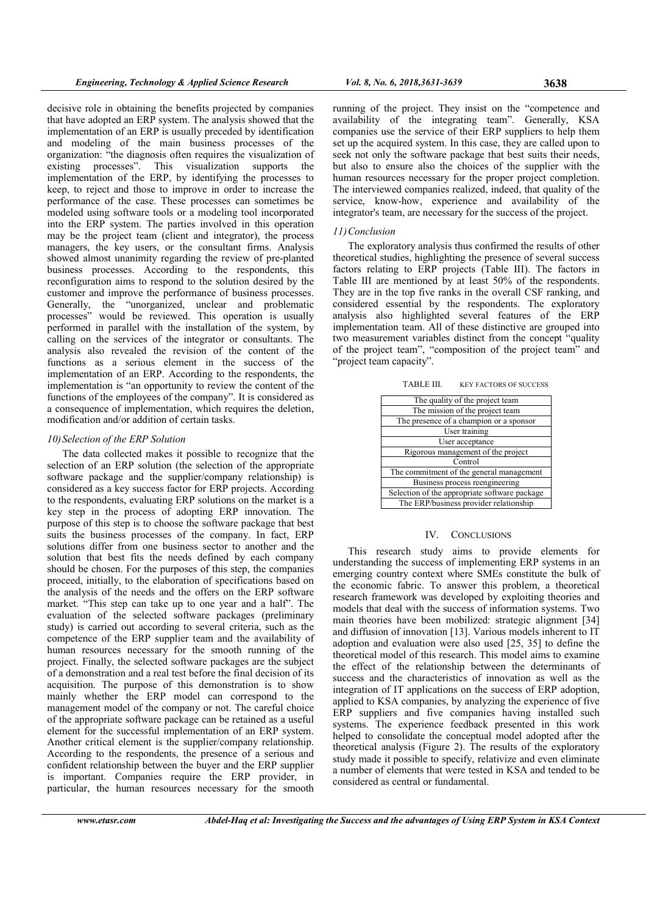decisive role in obtaining the benefits projected by companies that have adopted an ERP system. The analysis showed that the implementation of an ERP is usually preceded by identification and modeling of the main business processes of the organization: "the diagnosis often requires the visualization of existing processes". This visualization supports the implementation of the ERP, by identifying the processes to keep, to reject and those to improve in order to increase the performance of the case. These processes can sometimes be modeled using software tools or a modeling tool incorporated into the ERP system. The parties involved in this operation may be the project team (client and integrator), the process managers, the key users, or the consultant firms. Analysis showed almost unanimity regarding the review of pre-planted business processes. According to the respondents, this reconfiguration aims to respond to the solution desired by the customer and improve the performance of business processes. Generally, the "unorganized, unclear and problematic processes" would be reviewed. This operation is usually performed in parallel with the installation of the system, by calling on the services of the integrator or consultants. The analysis also revealed the revision of the content of the functions as a serious element in the success of the implementation of an ERP. According to the respondents, the implementation is "an opportunity to review the content of the functions of the employees of the company". It is considered as a consequence of implementation, which requires the deletion, modification and/or addition of certain tasks.

#### 10) Selection of the ERP Solution

The data collected makes it possible to recognize that the selection of an ERP solution (the selection of the appropriate software package and the supplier/company relationship) is considered as a key success factor for ERP projects. According to the respondents, evaluating ERP solutions on the market is a key step in the process of adopting ERP innovation. The purpose of this step is to choose the software package that best suits the business processes of the company. In fact, ERP solutions differ from one business sector to another and the solution that best fits the needs defined by each company should be chosen. For the purposes of this step, the companies proceed, initially, to the elaboration of specifications based on the analysis of the needs and the offers on the ERP software market. "This step can take up to one year and a half". The evaluation of the selected software packages (preliminary study) is carried out according to several criteria, such as the competence of the ERP supplier team and the availability of human resources necessary for the smooth running of the project. Finally, the selected software packages are the subject of a demonstration and a real test before the final decision of its acquisition. The purpose of this demonstration is to show mainly whether the ERP model can correspond to the management model of the company or not. The careful choice of the appropriate software package can be retained as a useful element for the successful implementation of an ERP system. Another critical element is the supplier/company relationship. According to the respondents, the presence of a serious and confident relationship between the buyer and the ERP supplier is important. Companies require the ERP provider, in particular, the human resources necessary for the smooth running of the project. They insist on the "competence and availability of the integrating team". Generally, KSA companies use the service of their ERP suppliers to help them set up the acquired system. In this case, they are called upon to seek not only the software package that best suits their needs, but also to ensure also the choices of the supplier with the human resources necessary for the proper project completion. The interviewed companies realized, indeed, that quality of the service, know-how, experience and availability of the integrator's team, are necessary for the success of the project.

#### 11) Conclusion

The exploratory analysis thus confirmed the results of other theoretical studies, highlighting the presence of several success factors relating to ERP projects (Table III). The factors in Table III are mentioned by at least 50% of the respondents. They are in the top five ranks in the overall CSF ranking, and considered essential by the respondents. The exploratory analysis also highlighted several features of the ERP implementation team. All of these distinctive are grouped into two measurement variables distinct from the concept "quality of the project team", "composition of the project team" and "project team capacity".

TABLE III. KEY FACTORS OF SUCCESS

| |
|---|
| The quality of the project team |
| The mission of the project team |
| The presence of a champion or a sponsor |
| User training |
| User acceptance |
| Rigorous management of the project |
| Control |
| The commitment of the general management |
| Business process reengineering |
| Selection of the appropriate software package |
| The ERP/business provider relationship |

## IV. CONCLUSIONS

This research study aims to provide elements for understanding the success of implementing ERP systems in an emerging country context where SMEs constitute the bulk of the economic fabric. To answer this problem, a theoretical research framework was developed by exploiting theories and models that deal with the success of information systems. Two main theories have been mobilized: strategic alignment [34] and diffusion of innovation [13]. Various models inherent to IT adoption and evaluation were also used [25, 35] to define the theoretical model of this research. This model aims to examine the effect of the relationship between the determinants of success and the characteristics of innovation as well as the integration of IT applications on the success of ERP adoption, applied to KSA companies, by analyzing the experience of five ERP suppliers and five companies having installed such systems. The experience feedback presented in this work helped to consolidate the conceptual model adopted after the theoretical analysis (Figure 2). The results of the exploratory study made it possible to specify, relativize and even eliminate a number of elements that were tested in KSA and tended to be considered as central or fundamental.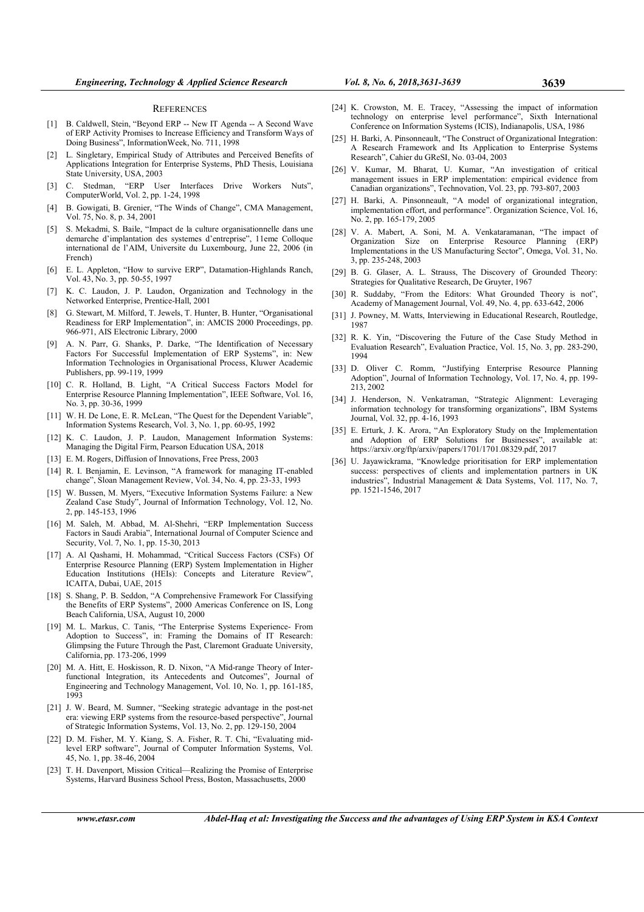## REFERENCES

[1] B. Caldwell, Stein, "Beyond ERP -- New IT Agenda -- A Second Wave of ERP Activity Promises to Increase Efficiency and Transform Ways of Doing Business", InformationWeek, No. 711, 1998

[2] L. Singletary, Empirical Study of Attributes and Perceived Benefits of Applications Integration for Enterprise Systems, PhD Thesis, Louisiana State University, USA, 2003

[3] C. Stedman, "ERP User Interfaces Drive Workers Nuts", ComputerWorld, Vol. 2, pp. 1-24, 1998

[4] B. Gowigati, B. Grenier, "The Winds of Change", CMA Management, Vol. 75, No. 8, p. 34, 2001

[5] S. Mekadmi, S. Baile, "Impact de la culture organisationnelle dans une demarche d'implantation des systemes d'entreprise", 11eme Colloque international de l'AIM, Universite du Luxembourg, June 22, 2006 (in French)

[6] E. L. Appleton, "How to survive ERP", Datamation-Highlands Ranch, Vol. 43, No. 3, pp. 50-55, 1997

[7] K. C. Laudon, J. P. Laudon, Organization and Technology in the Networked Enterprise, Prentice-Hall, 2001

[8] G. Stewart, M. Milford, T. Jewels, T. Hunter, B. Hunter, "Organisational Readiness for ERP Implementation", in: AMCIS 2000 Proceedings, pp. 966-971, AIS Electronic Library, 2000

[9] A. N. Parr, G. Shanks, P. Darke, "The Identification of Necessary Factors For Successful Implementation of ERP Systems", in: New Information Technologies in Organisational Process, Kluwer Academic Publishers, pp. 99-119, 1999

[10] C. R. Holland, B. Light, "A Critical Success Factors Model for Enterprise Resource Planning Implementation", IEEE Software, Vol. 16, No. 3, pp. 30-36, 1999

[11] W. H. De Lone, E. R. McLean, "The Quest for the Dependent Variable", Information Systems Research, Vol. 3, No. 1, pp. 60-95, 1992

[12] K. C. Laudon, J. P. Laudon, Management Information Systems: Managing the Digital Firm, Pearson Education USA, 2018

[13] E. M. Rogers, Diffusion of Innovations, Free Press, 2003

[14] R. I. Benjamin, E. Levinson, "A framework for managing IT-enabled change", Sloan Management Review, Vol. 34, No. 4, pp. 23-33, 1993

[15] W. Bussen, M. Myers, "Executive Information Systems Failure: a New Zealand Case Study", Journal of Information Technology, Vol. 12, No. 2, pp. 145-153, 1996

[16] M. Saleh, M. Abbad, M. Al-Shehri, "ERP Implementation Success Factors in Saudi Arabia", International Journal of Computer Science and Security, Vol. 7, No. 1, pp. 15-30, 2013

[17] A. Al Qashami, H. Mohammad, "Critical Success Factors (CSFs) Of Enterprise Resource Planning (ERP) System Implementation in Higher Education Institutions (HEIs): Concepts and Literature Review", ICAITA, Dubai, UAE, 2015

[18] S. Shang, P. B. Seddon, "A Comprehensive Framework For Classifying the Benefits of ERP Systems", 2000 Americas Conference on IS, Long Beach California, USA, August 10, 2000

[19] M. L. Markus, C. Tanis, "The Enterprise Systems Experience- From Adoption to Success", in: Framing the Domains of IT Research: Glimpsing the Future Through the Past, Claremont Graduate University, California, pp. 173-206, 1999

[20] M. A. Hitt, E. Hoskisson, R. D. Nixon, "A Mid-range Theory of Inter-functional Integration, its Antecedents and Outcomes", Journal of Engineering and Technology Management, Vol. 10, No. 1, pp. 161-185, 1993

[21] J. W. Beard, M. Sumner, "Seeking strategic advantage in the post-net era: viewing ERP systems from the resource-based perspective", Journal of Strategic Information Systems, Vol. 13, No. 2, pp. 129-150, 2004

[22] D. M. Fisher, M. Y. Kiang, S. A. Fisher, R. T. Chi, "Evaluating mid-level ERP software", Journal of Computer Information Systems, Vol. 45, No. 1, pp. 38-46, 2004

[23] T. H. Davenport, Mission Critical—Realizing the Promise of Enterprise Systems, Harvard Business School Press, Boston, Massachusetts, 2000

[24] K. Crowston, M. E. Tracey, "Assessing the impact of information technology on enterprise level performance", Sixth International Conference on Information Systems (ICIS), Indianapolis, USA, 1986

[25] H. Barki, A. Pinsonneault, "The Construct of Organizational Integration: A Research Framework and Its Application to Enterprise Systems Research", Cahier du GReSI, No. 03-04, 2003

[26] V. Kumar, M. Bharat, U. Kumar, "An investigation of critical management issues in ERP implementation: empirical evidence from Canadian organizations", Technovation, Vol. 23, pp. 793-807, 2003

[27] H. Barki, A. Pinsonneault, "A model of organizational integration, implementation effort, and performance". Organization Science, Vol. 16, No. 2, pp. 165-179, 2005

[28] V. A. Mabert, A. Soni, M. A. Venkataramanan, "The impact of Organization Size on Enterprise Resource Planning (ERP) Implementations in the US Manufacturing Sector", Omega, Vol. 31, No. 3, pp. 235-248, 2003

[29] B. G. Glaser, A. L. Strauss, The Discovery of Grounded Theory: Strategies for Qualitative Research, De Gruyter, 1967

[30] R. Suddaby, "From the Editors: What Grounded Theory is not", Academy of Management Journal, Vol. 49, No. 4, pp. 633-642, 2006

[31] J. Powney, M. Watts, Interviewing in Educational Research, Routledge, 1987

[32] R. K. Yin, "Discovering the Future of the Case Study Method in Evaluation Research", Evaluation Practice, Vol. 15, No. 3, pp. 283-290, 1994

[33] D. Oliver C. Romm, "Justifying Enterprise Resource Planning Adoption", Journal of Information Technology, Vol. 17, No. 4, pp. 199-213, 2002

[34] J. Henderson, N. Venkatraman, "Strategic Alignment: Leveraging information technology for transforming organizations", IBM Systems Journal, Vol. 32, pp. 4-16, 1993

[35] E. Erturk, J. K. Arora, "An Exploratory Study on the Implementation and Adoption of ERP Solutions for Businesses", available at: https://arxiv.org/ftp/arxiv/papers/1701/1701.08329.pdf, 2017

[36] U. Jayawickrama, "Knowledge prioritisation for ERP implementation success: perspectives of clients and implementation partners in UK industries", Industrial Management & Data Systems, Vol. 117, No. 7, pp. 1521-1546, 2017